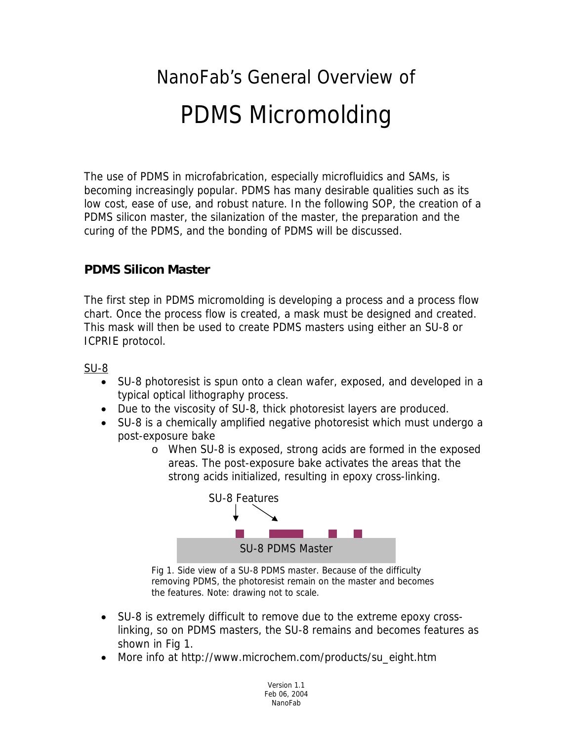# NanoFab's General Overview of

# PDMS Micromolding

The use of PDMS in microfabrication, especially microfluidics and SAMs, is becoming increasingly popular. PDMS has many desirable qualities such as its low cost, ease of use, and robust nature. In the following SOP, the creation of a PDMS silicon master, the silanization of the master, the preparation and the curing of the PDMS, and the bonding of PDMS will be discussed.

## PDMS Silicon Master

The first step in PDMS micromolding is developing a process and a process flow chart. Once the process flow is created, a mask must be designed and created. This mask will then be used to create PDMS masters using either an SU-8 or ICPRIE protocol.

SU-8

- SU-8 photoresist is spun onto a clean wafer, exposed, and developed in a typical optical lithography process.
- Due to the viscosity of SU-8, thick photoresist layers are produced.
- SU-8 is a chemically amplified negative photoresist which must undergo a post-exposure bake
    - When SU-8 is exposed, strong acids are formed in the exposed areas. The post-exposure bake activates the areas that the strong acids initialized, resulting in epoxy cross-linking.

SU-8 Features

SU-8 PDMS Master

Fig 1. Side view of a SU-8 PDMS master. Because of the difficulty removing PDMS, the photoresist remain on the master and becomes the features. Note: drawing not to scale.

- SU-8 is extremely difficult to remove due to the extreme epoxy cross-linking, so on PDMS masters, the SU-8 remains and becomes features as shown in Fig 1.
- More info at http://www.microchem.com/products/su_eight.htm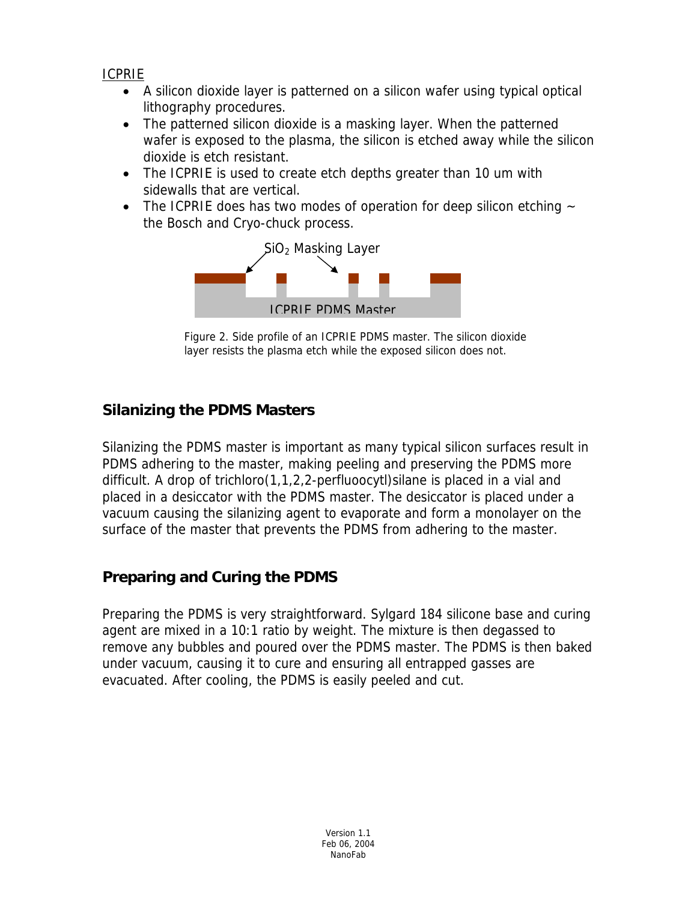<u>ICPRIE</u>

- A silicon dioxide layer is patterned on a silicon wafer using typical optical lithography procedures.
- The patterned silicon dioxide is a masking layer. When the patterned wafer is exposed to the plasma, the silicon is etched away while the silicon dioxide is etch resistant.
- The ICPRIE is used to create etch depths greater than 10 um with sidewalls that are vertical.
- The ICPRIE does has two modes of operation for deep silicon etching ~ the Bosch and Cryo-chuck process.

Figure 2. Side profile of an ICPRIE PDMS master. The silicon dioxide layer resists the plasma etch while the exposed silicon does not.

## Silanizing the PDMS Masters

Silanizing the PDMS master is important as many typical silicon surfaces result in PDMS adhering to the master, making peeling and preserving the PDMS more difficult. A drop of trichloro(1,1,2,2-perfluooctyl)silane is placed in a vial and placed in a desiccator with the PDMS master. The desiccator is placed under a vacuum causing the silanizing agent to evaporate and form a monolayer on the surface of the master that prevents the PDMS from adhering to the master.

## Preparing and Curing the PDMS

Preparing the PDMS is very straightforward. Sylgard 184 silicone base and curing agent are mixed in a 10:1 ratio by weight. The mixture is then degassed to remove any bubbles and poured over the PDMS master. The PDMS is then baked under vacuum, causing it to cure and ensuring all entrapped gasses are evacuated. After cooling, the PDMS is easily peeled and cut.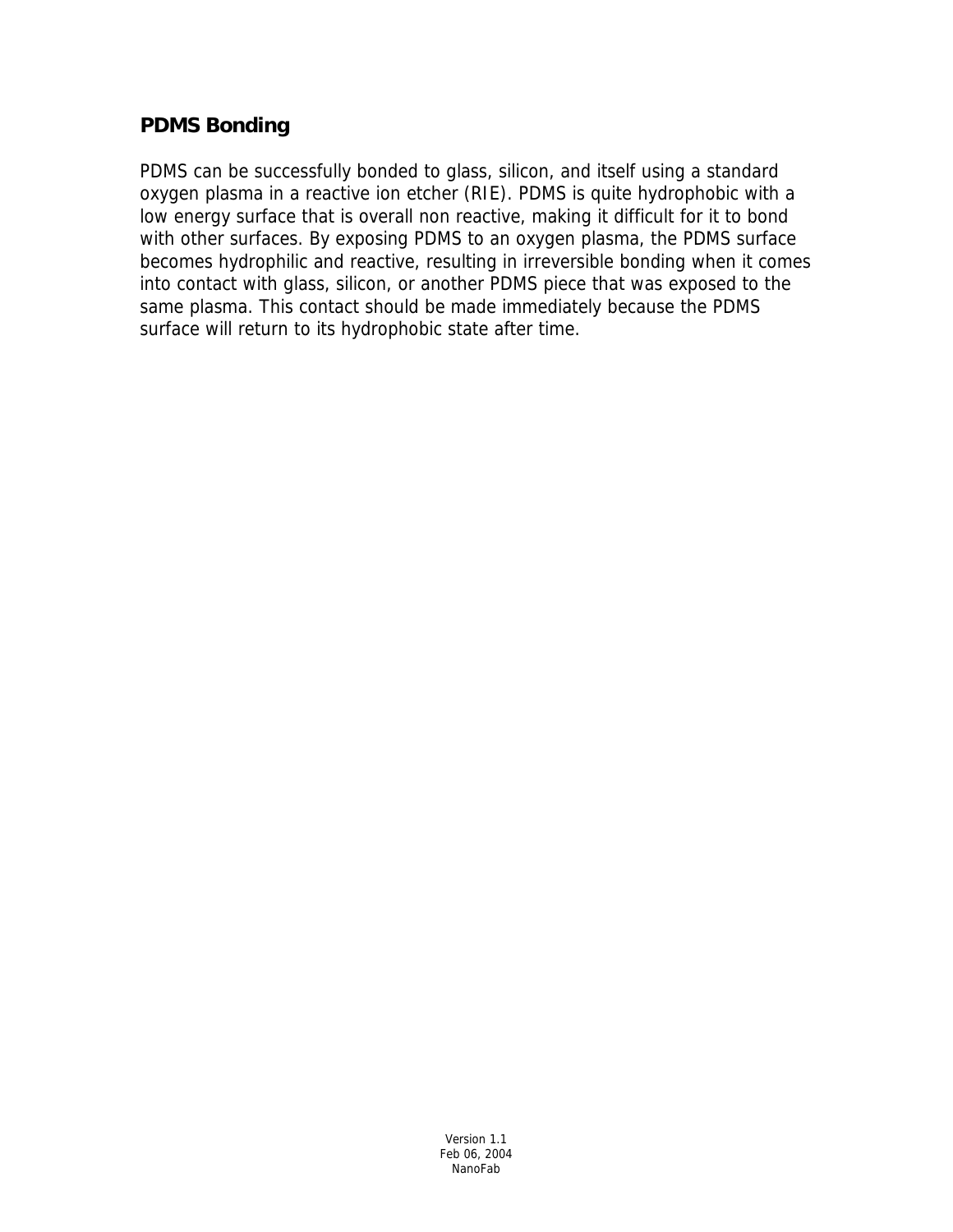## PDMS Bonding

PDMS can be successfully bonded to glass, silicon, and itself using a standard oxygen plasma in a reactive ion etcher (RIE). PDMS is quite hydrophobic with a low energy surface that is overall non reactive, making it difficult for it to bond with other surfaces. By exposing PDMS to an oxygen plasma, the PDMS surface becomes hydrophilic and reactive, resulting in irreversible bonding when it comes into contact with glass, silicon, or another PDMS piece that was exposed to the same plasma. This contact should be made immediately because the PDMS surface will return to its hydrophobic state after time.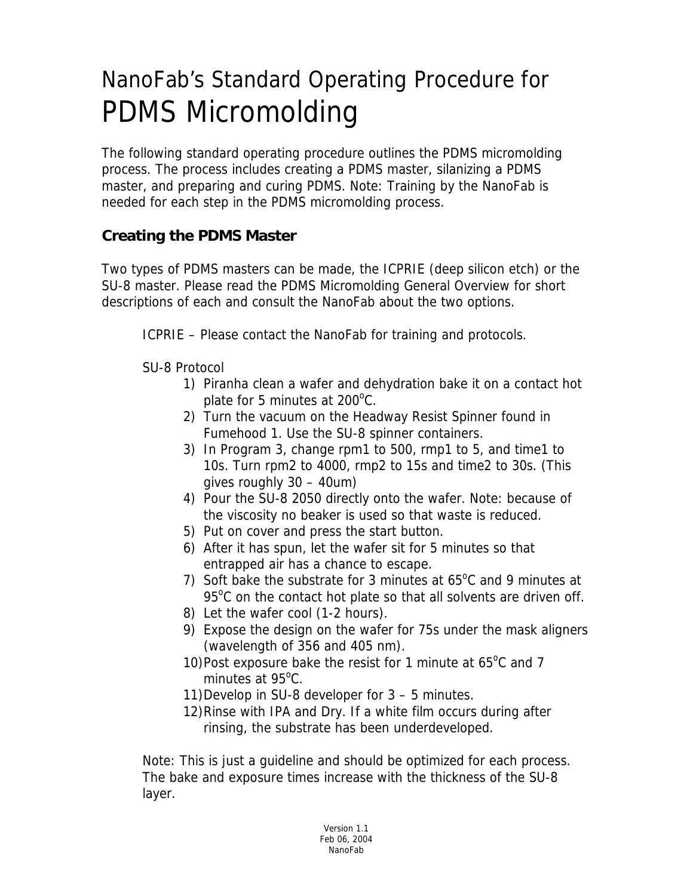# NanoFab's Standard Operating Procedure for PDMS Micromolding

The following standard operating procedure outlines the PDMS micromolding process. The process includes creating a PDMS master, silanizing a PDMS master, and preparing and curing PDMS. Note: Training by the NanoFab is needed for each step in the PDMS micromolding process.

### Creating the PDMS Master

Two types of PDMS masters can be made, the ICPRIE (deep silicon etch) or the SU-8 master. Please read the PDMS Micromolding General Overview for short descriptions of each and consult the NanoFab about the two options.

ICPRIE – Please contact the NanoFab for training and protocols.

SU-8 Protocol

1) Piranha clean a wafer and dehydration bake it on a contact hot plate for 5 minutes at 200°C.
2) Turn the vacuum on the Headway Resist Spinner found in Fumehood 1. Use the SU-8 spinner containers.
3) In Program 3, change rpm1 to 500, rmp1 to 5, and time1 to 10s. Turn rpm2 to 4000, rmp2 to 15s and time2 to 30s. (This gives roughly 30 – 40um)
4) Pour the SU-8 2050 directly onto the wafer. Note: because of the viscosity no beaker is used so that waste is reduced.
5) Put on cover and press the start button.
6) After it has spun, let the wafer sit for 5 minutes so that entrapped air has a chance to escape.
7) Soft bake the substrate for 3 minutes at 65°C and 9 minutes at 95°C on the contact hot plate so that all solvents are driven off.
8) Let the wafer cool (1-2 hours).
9) Expose the design on the wafer for 75s under the mask aligners (wavelength of 356 and 405 nm).
10) Post exposure bake the resist for 1 minute at 65°C and 7 minutes at 95°C.
11) Develop in SU-8 developer for 3 – 5 minutes.
12) Rinse with IPA and Dry. If a white film occurs during after rinsing, the substrate has been underdeveloped.

Note: This is just a guideline and should be optimized for each process. The bake and exposure times increase with the thickness of the SU-8 layer.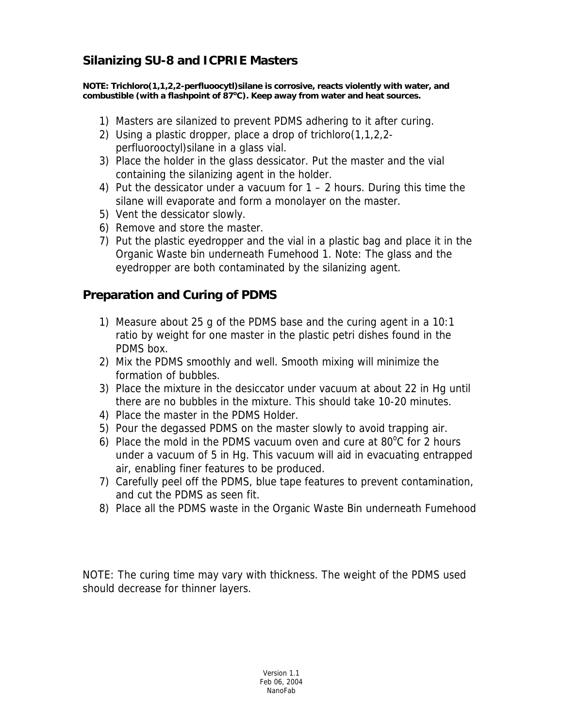## Silanizing SU-8 and ICPRIE Masters

**NOTE: Trichloro(1,1,2,2-perfluoocytl)silane is corrosive, reacts violently with water, and combustible (with a flashpoint of 87$^o$C). Keep away from water and heat sources.**

1) Masters are silanized to prevent PDMS adhering to it after curing.
2) Using a plastic dropper, place a drop of trichloro(1,1,2,2-perfluorooctyl)silane in a glass vial.
3) Place the holder in the glass dessicator. Put the master and the vial containing the silanizing agent in the holder.
4) Put the dessicator under a vacuum for 1 – 2 hours. During this time the silane will evaporate and form a monolayer on the master.
5) Vent the dessicator slowly.
6) Remove and store the master.
7) Put the plastic eyedropper and the vial in a plastic bag and place it in the Organic Waste bin underneath Fumehood 1. Note: The glass and the eyedropper are both contaminated by the silanizing agent.

## Preparation and Curing of PDMS

1) Measure about 25 g of the PDMS base and the curing agent in a 10:1 ratio by weight for one master in the plastic petri dishes found in the PDMS box.
2) Mix the PDMS smoothly and well. Smooth mixing will minimize the formation of bubbles.
3) Place the mixture in the desiccator under vacuum at about 22 in Hg until there are no bubbles in the mixture. This should take 10-20 minutes.
4) Place the master in the PDMS Holder.
5) Pour the degassed PDMS on the master slowly to avoid trapping air.
6) Place the mold in the PDMS vacuum oven and cure at 80$^o$C for 2 hours under a vacuum of 5 in Hg. This vacuum will aid in evacuating entrapped air, enabling finer features to be produced.
7) Carefully peel off the PDMS, blue tape features to prevent contamination, and cut the PDMS as seen fit.
8) Place all the PDMS waste in the Organic Waste Bin underneath Fumehood

NOTE: The curing time may vary with thickness. The weight of the PDMS used should decrease for thinner layers.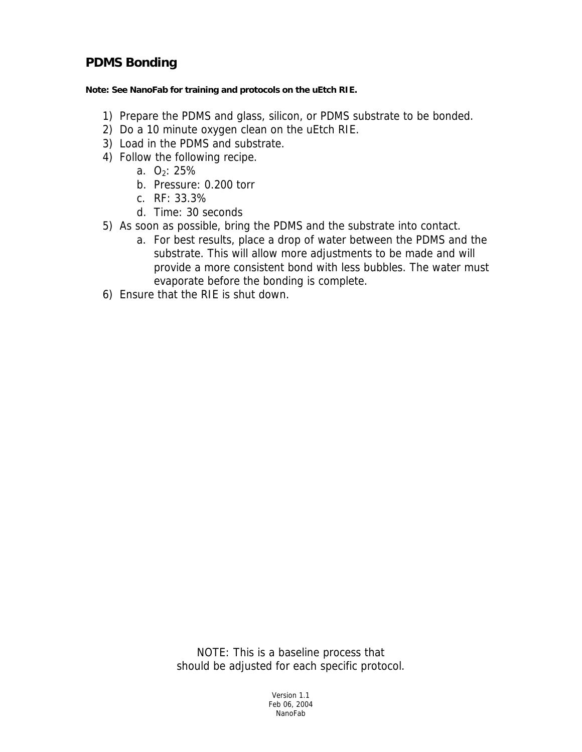## PDMS Bonding

**Note: See NanoFab for training and protocols on the uEtch RIE.**

1) Prepare the PDMS and glass, silicon, or PDMS substrate to be bonded.
2) Do a 10 minute oxygen clean on the uEtch RIE.
3) Load in the PDMS and substrate.
4) Follow the following recipe.
    a. $O_2$: 25%
    b. Pressure: 0.200 torr
    c. RF: 33.3%
    d. Time: 30 seconds
5) As soon as possible, bring the PDMS and the substrate into contact.
    a. For best results, place a drop of water between the PDMS and the substrate. This will allow more adjustments to be made and will provide a more consistent bond with less bubbles. The water must evaporate before the bonding is complete.
6) Ensure that the RIE is shut down.

NOTE: This is a baseline process that should be adjusted for each specific protocol.

Version 1.1
Feb 06, 2004
NanoFab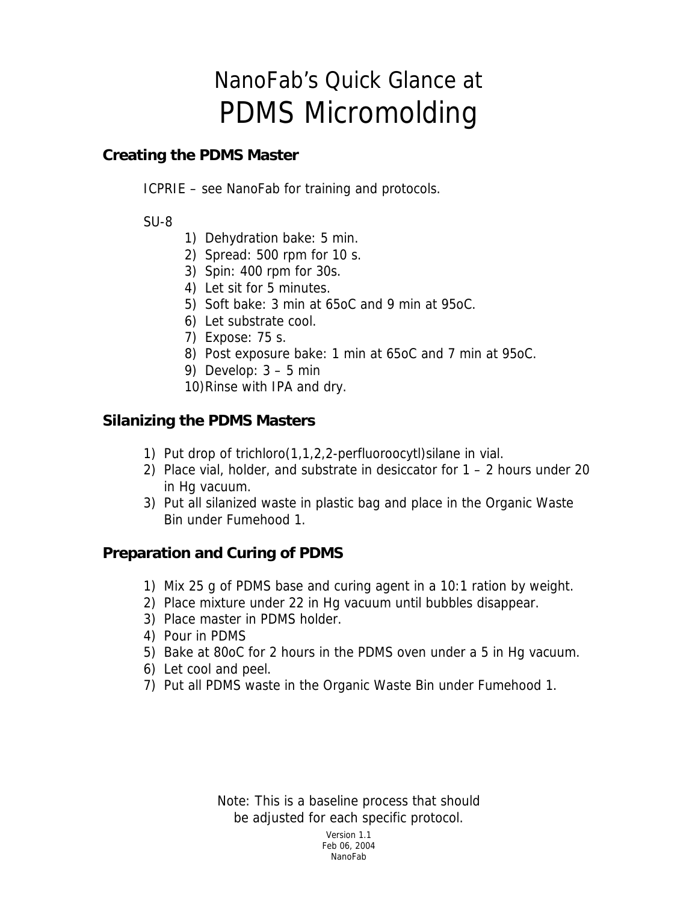# NanoFab's Quick Glance at PDMS Micromolding

## Creating the PDMS Master

ICPRIE – see NanoFab for training and protocols.

SU-8

1) Dehydration bake: 5 min.
2) Spread: 500 rpm for 10 s.
3) Spin: 400 rpm for 30s.
4) Let sit for 5 minutes.
5) Soft bake: 3 min at 65oC and 9 min at 95oC.
6) Let substrate cool.
7) Expose: 75 s.
8) Post exposure bake: 1 min at 65oC and 7 min at 95oC.
9) Develop: 3 – 5 min
10) Rinse with IPA and dry.

## Silanizing the PDMS Masters

1) Put drop of trichloro(1,1,2,2-perfluoroocytl)silane in vial.
2) Place vial, holder, and substrate in desiccator for 1 – 2 hours under 20 in Hg vacuum.
3) Put all silanized waste in plastic bag and place in the Organic Waste Bin under Fumehood 1.

## Preparation and Curing of PDMS

1) Mix 25 g of PDMS base and curing agent in a 10:1 ration by weight.
2) Place mixture under 22 in Hg vacuum until bubbles disappear.
3) Place master in PDMS holder.
4) Pour in PDMS
5) Bake at 80oC for 2 hours in the PDMS oven under a 5 in Hg vacuum.
6) Let cool and peel.
7) Put all PDMS waste in the Organic Waste Bin under Fumehood 1.

Note: This is a baseline process that should be adjusted for each specific protocol.

Version 1.1
Feb 06, 2004
NanoFab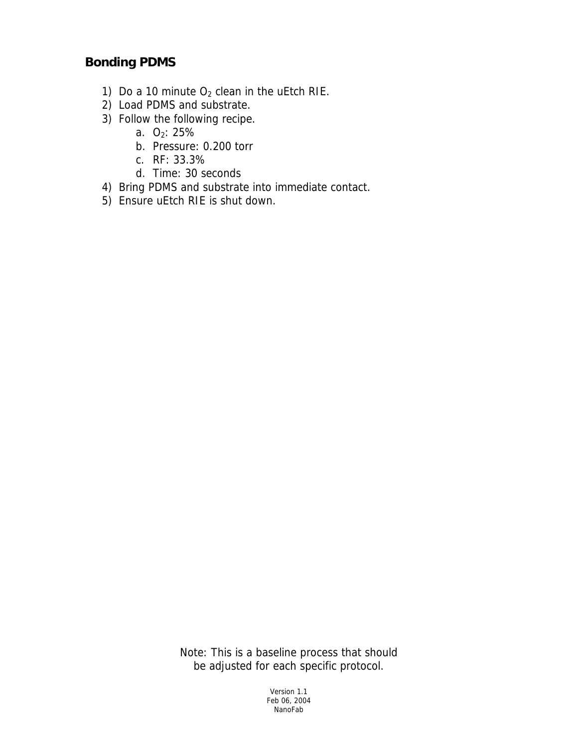## Bonding PDMS

1) Do a 10 minute $O_2$ clean in the uEtch RIE.
2) Load PDMS and substrate.
3) Follow the following recipe.
    a. $O_2$: 25%
    b. Pressure: 0.200 torr
    c. RF: 33.3%
    d. Time: 30 seconds
4) Bring PDMS and substrate into immediate contact.
5) Ensure uEtch RIE is shut down.

Note: This is a baseline process that should be adjusted for each specific protocol.

Version 1.1
Feb 06, 2004
NanoFab